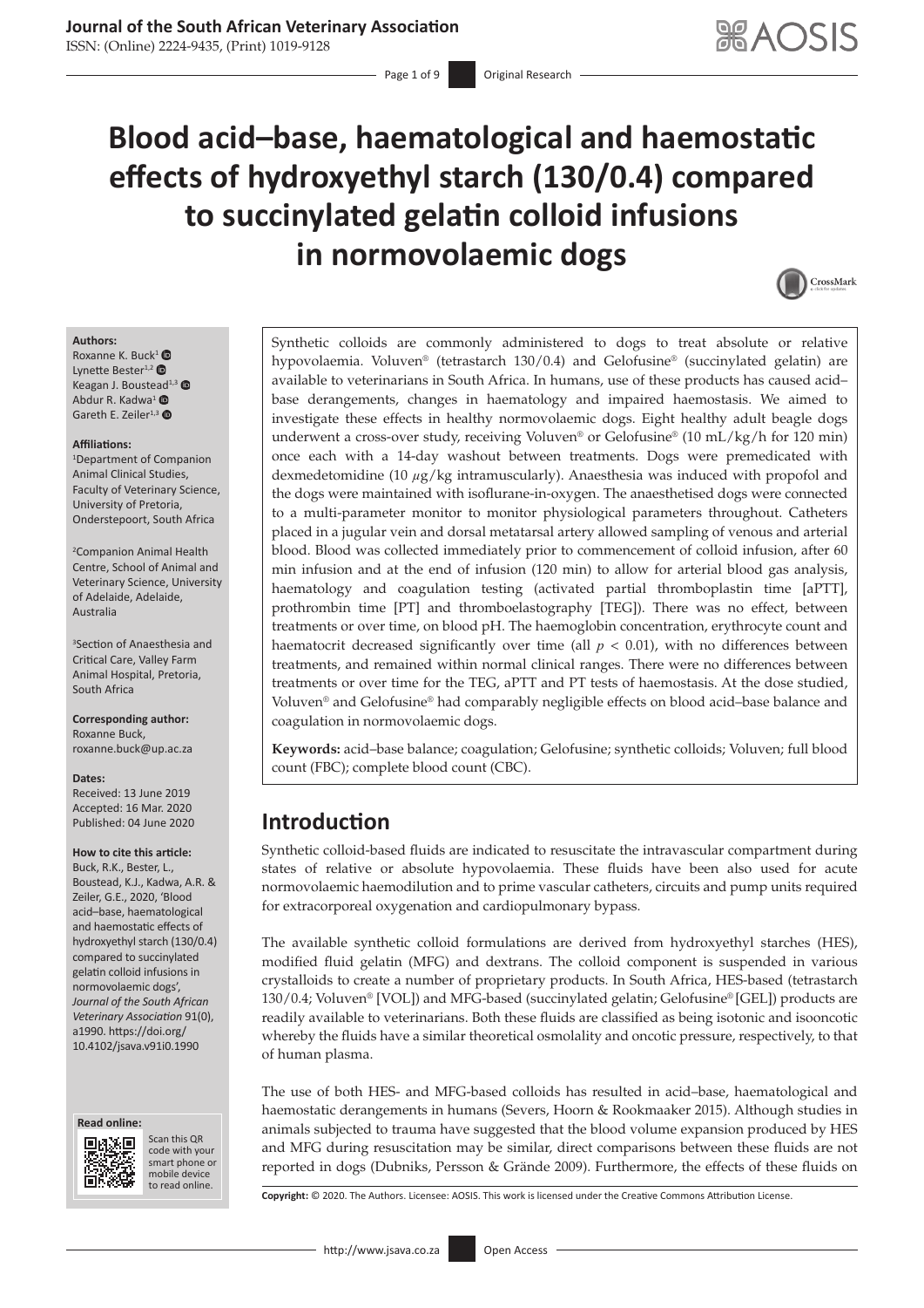# Blood acid–base, haematological and haemostatic effects of hydroxyethyl starch (130/0.4) compared to succinylated gelatin colloid infusions in normovolaemic dogs

**Authors:**
Roxanne K. Buck[1]
Lynette Bester[1,2]
Keagan J. Boustead[1,3]
Abdur R. Kadwa[1]
Gareth E. Zeiler[1,3]

**Affiliations:**
[1]Department of Companion Animal Clinical Studies, Faculty of Veterinary Science, University of Pretoria, Onderstepoort, South Africa

[2]Companion Animal Health Centre, School of Animal and Veterinary Science, University of Adelaide, Adelaide, Australia

[3]Section of Anaesthesia and Critical Care, Valley Farm Animal Hospital, Pretoria, South Africa

**Corresponding author:**
Roxanne Buck,
roxanne.buck@up.ac.za

**Dates:**
Received: 13 June 2019
Accepted: 16 Mar. 2020
Published: 04 June 2020

**How to cite this article:**
Buck, R.K., Bester, L., Boustead, K.J., Kadwa, A.R. & Zeiler, G.E., 2020, 'Blood acid–base, haematological and haemostatic effects of hydroxyethyl starch (130/0.4) compared to succinylated gelatin colloid infusions in normovolaemic dogs', *Journal of the South African Veterinary Association* 91(0), a1990. https://doi.org/10.4102/jsava.v91i0.1990

**Copyright:** © 2020. The Authors. Licensee: AOSIS. This work is licensed under the Creative Commons Attribution License.

Synthetic colloids are commonly administered to dogs to treat absolute or relative hypovolaemia. Voluven® (tetrastarch 130/0.4) and Gelofusine® (succinylated gelatin) are available to veterinarians in South Africa. In humans, use of these products has caused acid–base derangements, changes in haematology and impaired haemostasis. We aimed to investigate these effects in healthy normovolaemic dogs. Eight healthy adult beagle dogs underwent a cross-over study, receiving Voluven® or Gelofusine® (10 mL/kg/h for 120 min) once each with a 14-day washout between treatments. Dogs were premedicated with dexmedetomidine (10 $\mu$g/kg intramuscularly). Anaesthesia was induced with propofol and the dogs were maintained with isoflurane-in-oxygen. The anaesthetised dogs were connected to a multi-parameter monitor to monitor physiological parameters throughout. Catheters placed in a jugular vein and dorsal metatarsal artery allowed sampling of venous and arterial blood. Blood was collected immediately prior to commencement of colloid infusion, after 60 min infusion and at the end of infusion (120 min) to allow for arterial blood gas analysis, haematology and coagulation testing (activated partial thromboplastin time [aPTT], prothrombin time [PT] and thromboelastography [TEG]). There was no effect, between treatments or over time, on blood pH. The haemoglobin concentration, erythrocyte count and haematocrit decreased significantly over time (all $p < 0.01$), with no differences between treatments, and remained within normal clinical ranges. There were no differences between treatments or over time for the TEG, aPTT and PT tests of haemostasis. At the dose studied, Voluven® and Gelofusine® had comparably negligible effects on blood acid–base balance and coagulation in normovolaemic dogs.

**Keywords:** acid–base balance; coagulation; Gelofusine; synthetic colloids; Voluven; full blood count (FBC); complete blood count (CBC).

## Introduction

Synthetic colloid-based fluids are indicated to resuscitate the intravascular compartment during states of relative or absolute hypovolaemia. These fluids have been also used for acute normovolaemic haemodilution and to prime vascular catheters, circuits and pump units required for extracorporeal oxygenation and cardiopulmonary bypass.

The available synthetic colloid formulations are derived from hydroxyethyl starches (HES), modified fluid gelatin (MFG) and dextrans. The colloid component is suspended in various crystalloids to create a number of proprietary products. In South Africa, HES-based (tetrastarch 130/0.4; Voluven® [VOL]) and MFG-based (succinylated gelatin; Gelofusine® [GEL]) products are readily available to veterinarians. Both these fluids are classified as being isotonic and isooncotic whereby the fluids have a similar theoretical osmolality and oncotic pressure, respectively, to that of human plasma.

The use of both HES- and MFG-based colloids has resulted in acid–base, haematological and haemostatic derangements in humans (Severs, Hoorn & Rookmaaker 2015). Although studies in animals subjected to trauma have suggested that the blood volume expansion provided by HES and MFG during resuscitation may be similar, direct comparisons between these fluids are not reported in dogs (Dubniks, Persson & Grände 2009). Furthermore, the effects of these fluids on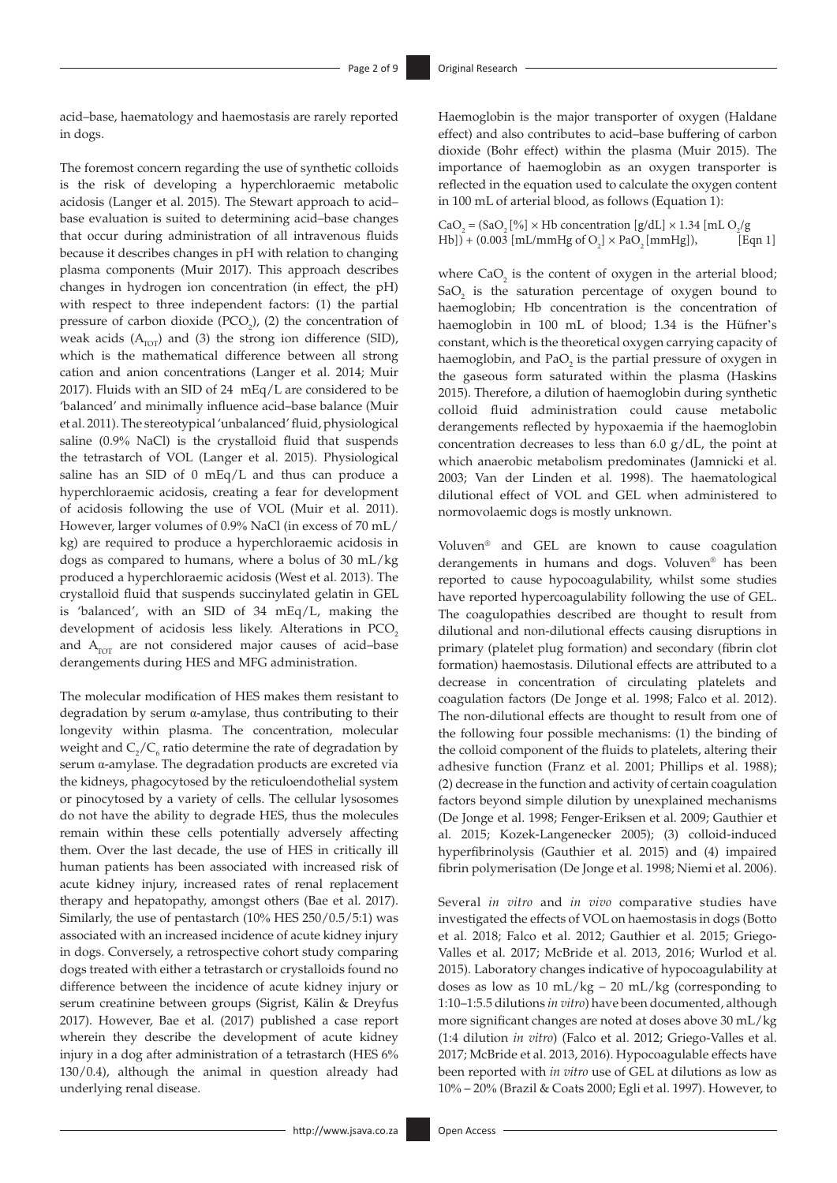acid–base, haematology and haemostasis are rarely reported in dogs.

The foremost concern regarding the use of synthetic colloids is the risk of developing a hyperchloraemic metabolic acidosis (Langer et al. 2015). The Stewart approach to acid–base evaluation is suited to determining acid–base changes that occur during administration of all intravenous fluids because it describes changes in pH with relation to changing plasma components (Muir 2017). This approach describes changes in hydrogen ion concentration (in effect, the pH) with respect to three independent factors: (1) the partial pressure of carbon dioxide ($PCO_2$), (2) the concentration of weak acids ($A_{TOT}$) and (3) the strong ion difference (SID), which is the mathematical difference between all strong cation and anion concentrations (Langer et al. 2014; Muir 2017). Fluids with an SID of 24 mEq/L are considered to be 'balanced' and minimally influence acid–base balance (Muir et al. 2011). The stereotypical 'unbalanced' fluid, physiological saline (0.9% NaCl) is the crystalloid fluid that suspends the tetrastarch of VOL (Langer et al. 2015). Physiological saline has an SID of 0 mEq/L and thus can produce a hyperchloraemic acidosis, creating a fear for development of acidosis following the use of VOL (Muir et al. 2011). However, larger volumes of 0.9% NaCl (in excess of 70 mL/kg) are required to produce a hyperchloraemic acidosis in dogs as compared to humans, where a bolus of 30 mL/kg produced a hyperchloraemic acidosis (West et al. 2013). The crystalloid fluid that suspends succinylated gelatin in GEL is 'balanced', with an SID of 34 mEq/L, making the development of acidosis less likely. Alterations in $PCO_2$ and $A_{TOT}$ are not considered major causes of acid–base derangements during HES and MFG administration.

The molecular modification of HES makes them resistant to degradation by serum α-amylase, thus contributing to their longevity within plasma. The concentration, molecular weight and $C_2/C_6$ ratio determine the rate of degradation by serum α-amylase. The degradation products are excreted via the kidneys, phagocytosed by the reticuloendothelial system or pinocytosed by a variety of cells. The cellular lysosomes do not have the ability to degrade HES, thus the molecules remain within these cells potentially adversely affecting them. Over the last decade, the use of HES in critically ill human patients has been associated with increased risk of acute kidney injury, increased rates of renal replacement therapy and hepatopathy, amongst others (Bae et al. 2017). Similarly, the use of pentastarch (10% HES 250/0.5/5:1) was associated with an increased incidence of acute kidney injury in dogs. Conversely, a retrospective cohort study comparing dogs treated with either a tetrastarch or crystalloids found no difference between the incidence of acute kidney injury or serum creatinine between groups (Sigrist, Kälin & Dreyfus 2017). However, Bae et al. (2017) published a case report wherein they describe the development of acute kidney injury in a dog after administration of a tetrastarch (HES 6% 130/0.4), although the animal in question already had underlying renal disease.

Haemoglobin is the major transporter of oxygen (Haldane effect) and also contributes to acid–base buffering of carbon dioxide (Bohr effect) within the plasma (Muir 2015). The importance of haemoglobin as an oxygen transporter is reflected in the equation used to calculate the oxygen content in 100 mL of arterial blood, as follows (Equation 1):

$$CaO_2 = (SaO_2\,[\%] \times \text{Hb concentration}\,[\text{g/dL}] \times 1.34\,[\text{mL } O_2/\text{g Hb}]) + (0.003\,[\text{mL/mmHg of } O_2] \times PaO_2\,[\text{mmHg}]), \quad \text{[Eqn 1]}$$

where $CaO_2$ is the content of oxygen in the arterial blood; $SaO_2$ is the saturation percentage of oxygen bound to haemoglobin; Hb concentration is the concentration of haemoglobin in 100 mL of blood; 1.34 is the Hüfner's constant, which is the theoretical oxygen carrying capacity of haemoglobin, and $PaO_2$ is the partial pressure of oxygen in the gaseous form saturated within the plasma (Haskins 2015). Therefore, a dilution of haemoglobin during synthetic colloid fluid administration could cause metabolic derangements reflected by hypoxaemia if the haemoglobin concentration decreases to less than 6.0 g/dL, the point at which anaerobic metabolism predominates (Jamnicki et al. 2003; Van der Linden et al. 1998). The haematological dilutional effect of VOL and GEL when administered to normovolaemic dogs is mostly unknown.

Voluven® and GEL are known to cause coagulation derangements in humans and dogs. Voluven® has been reported to cause hypocoagulability, whilst some studies have reported hypercoagulability following the use of GEL. The coagulopathies described are thought to result from dilutional and non-dilutional effects causing disruptions in primary (platelet plug formation) and secondary (fibrin clot formation) haemostasis. Dilutional effects are attributed to a decrease in concentration of circulating platelets and coagulation factors (De Jonge et al. 1998; Falco et al. 2012). The non-dilutional effects are thought to result from one of the following four possible mechanisms: (1) the binding of the colloid component of the fluids to platelets, altering their adhesive function (Franz et al. 2001; Phillips et al. 1988); (2) decrease in the function and activity of certain coagulation factors beyond simple dilution by unexplained mechanisms (De Jonge et al. 1998; Fenger-Eriksen et al. 2009; Gauthier et al. 2015; Kozek-Langenecker 2005); (3) colloid-induced hyperfibrinolysis (Gauthier et al. 2015) and (4) impaired fibrin polymerisation (De Jonge et al. 1998; Niemi et al. 2006).

Several *in vitro* and *in vivo* comparative studies have investigated the effects of VOL on haemostasis in dogs (Botto et al. 2018; Falco et al. 2012; Gauthier et al. 2015; Griego-Valles et al. 2017; McBride et al. 2013, 2016; Wurlod et al. 2015). Laboratory changes indicative of hypocoagulability at doses as low as 10 mL/kg – 20 mL/kg (corresponding to 1:10–1:5.5 dilutions *in vitro*) have been documented, although more significant changes are noted at doses above 30 mL/kg (1:4 dilution *in vitro*) (Falco et al. 2012; Griego-Valles et al. 2017; McBride et al. 2013, 2016). Hypocoagulable effects have been reported with *in vitro* use of GEL at dilutions as low as 10% – 20% (Brazil & Coats 2000; Egli et al. 1997). However, to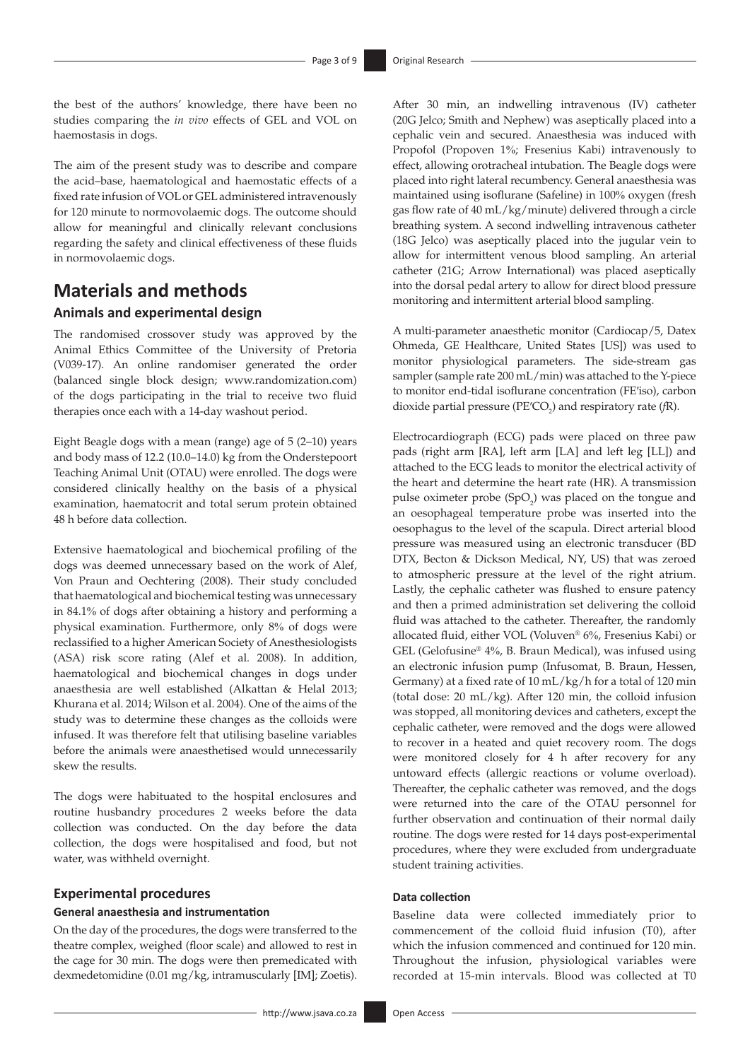the best of the authors' knowledge, there have been no studies comparing the *in vivo* effects of GEL and VOL on haemostasis in dogs.

The aim of the present study was to describe and compare the acid–base, haematological and haemostatic effects of a fixed rate infusion of VOL or GEL administered intravenously for 120 minute to normovolaemic dogs. The outcome should allow for meaningful and clinically relevant conclusions regarding the safety and clinical effectiveness of these fluids in normovolaemic dogs.

## Materials and methods

### Animals and experimental design

The randomised crossover study was approved by the Animal Ethics Committee of the University of Pretoria (V039-17). An online randomiser generated the order (balanced single block design; www.randomization.com) of the dogs participating in the trial to receive two fluid therapies once each with a 14-day washout period.

Eight Beagle dogs with a mean (range) age of 5 (2–10) years and body mass of 12.2 (10.0–14.0) kg from the Onderstepoort Teaching Animal Unit (OTAU) were enrolled. The dogs were considered clinically healthy on the basis of a physical examination, haematocrit and total serum protein obtained 48 h before data collection.

Extensive haematological and biochemical profiling of the dogs was deemed unnecessary based on the work of Alef, Von Praun and Oechtering (2008). Their study concluded that haematological and biochemical testing was unnecessary in 84.1% of dogs after obtaining a history and performing a physical examination. Furthermore, only 8% of dogs were reclassified to a higher American Society of Anesthesiologists (ASA) risk score rating (Alef et al. 2008). In addition, haematological and biochemical changes in dogs under anaesthesia are well established (Alkattan & Helal 2013; Khurana et al. 2014; Wilson et al. 2004). One of the aims of the study was to determine these changes as the colloids were infused. It was therefore felt that utilising baseline variables before the animals were anaesthetised would unnecessarily skew the results.

The dogs were habituated to the hospital enclosures and routine husbandry procedures 2 weeks before the data collection was conducted. On the day before the data collection, the dogs were hospitalised and food, but not water, was withheld overnight.

### Experimental procedures

#### General anaesthesia and instrumentation

On the day of the procedures, the dogs were transferred to the theatre complex, weighed (floor scale) and allowed to rest in the cage for 30 min. The dogs were then premedicated with dexmedetomidine (0.01 mg/kg, intramuscularly [IM]; Zoetis). After 30 min, an indwelling intravenous (IV) catheter (20G Jelco; Smith and Nephew) was aseptically placed into a cephalic vein and secured. Anaesthesia was induced with Propofol (Propoven 1%; Fresenius Kabi) intravenously to effect, allowing orotracheal intubation. The Beagle dogs were placed into right lateral recumbency. General anaesthesia was maintained using isoflurane (Safeline) in 100% oxygen (fresh gas flow rate of 40 mL/kg/minute) delivered through a circle breathing system. A second indwelling intravenous catheter (18G Jelco) was aseptically placed into the jugular vein to allow for intermittent venous blood sampling. An arterial catheter (21G; Arrow International) was placed aseptically into the dorsal pedal artery to allow for direct blood pressure monitoring and intermittent arterial blood sampling.

A multi-parameter anaesthetic monitor (Cardiocap/5, Datex Ohmeda, GE Healthcare, United States [US]) was used to monitor physiological parameters. The side-stream gas sampler (sample rate 200 mL/min) was attached to the Y-piece to monitor end-tidal isoflurane concentration (FE'iso), carbon dioxide partial pressure ($PE'CO_2$) and respiratory rate (*f*R).

Electrocardiograph (ECG) pads were placed on three paw pads (right arm [RA], left arm [LA] and left leg [LL]) and attached to the ECG leads to monitor the electrical activity of the heart and determine the heart rate (HR). A transmission pulse oximeter probe ($SpO_2$) was placed on the tongue and an oesophageal temperature probe was inserted into the oesophagus to the level of the scapula. Direct arterial blood pressure was measured using an electronic transducer (BD DTX, Becton & Dickson Medical, NY, US) that was zeroed to atmospheric pressure at the level of the right atrium. Lastly, the cephalic catheter was flushed to ensure patency and then a primed administration set delivering the colloid fluid was attached to the catheter. Thereafter, the randomly allocated fluid, either VOL (Voluven® 6%, Fresenius Kabi) or GEL (Gelofusine® 4%, B. Braun Medical), was infused using an electronic infusion pump (Infusomat, B. Braun, Hessen, Germany) at a fixed rate of 10 mL/kg/h for a total of 120 min (total dose: 20 mL/kg). After 120 min, the colloid infusion was stopped, all monitoring devices and catheters, except the cephalic catheter, were removed and the dogs were allowed to recover in a heated and quiet recovery room. The dogs were monitored closely for 4 h after recovery for any untoward effects (allergic reactions or volume overload). Thereafter, the cephalic catheter was removed, and the dogs were returned into the care of the OTAU personnel for further observation and continuation of their normal daily routine. The dogs were rested for 14 days post-experimental procedures, where they were excluded from undergraduate student training activities.

#### Data collection

Baseline data were collected immediately prior to commencement of the colloid fluid infusion (T0), after which the infusion commenced and continued for 120 min. Throughout the infusion, physiological variables were recorded at 15-min intervals. Blood was collected at T0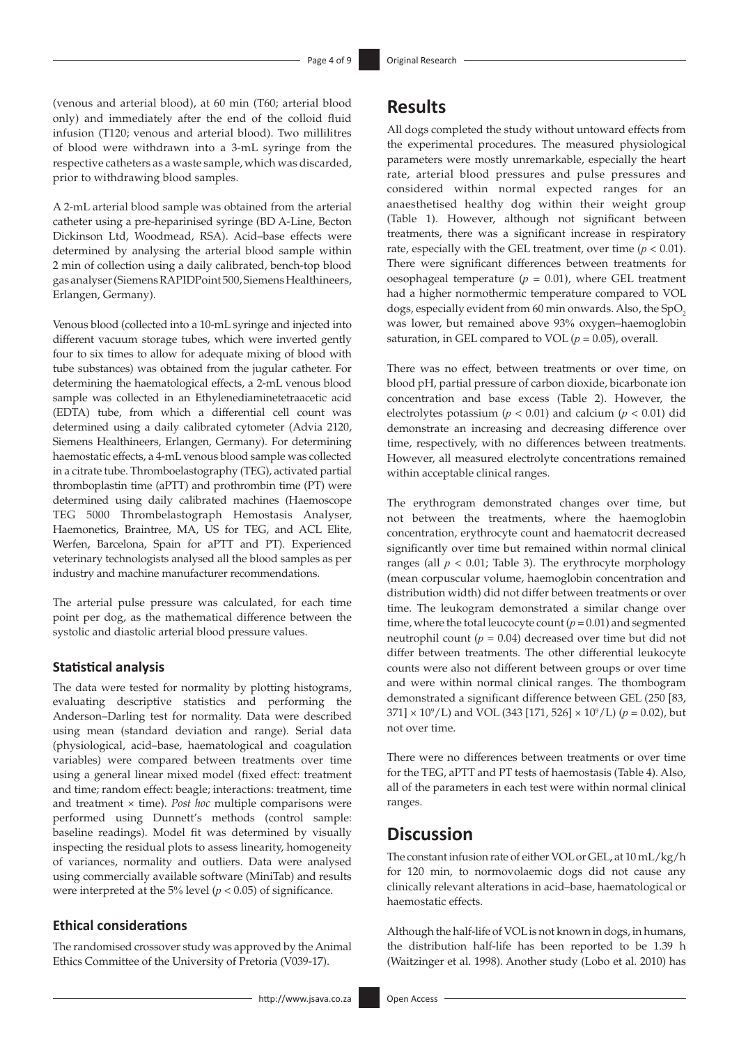(venous and arterial blood), at 60 min (T60; arterial blood only) and immediately after the end of the colloid fluid infusion (T120; venous and arterial blood). Two millilitres of blood were withdrawn into a 3-mL syringe from the respective catheters as a waste sample, which was discarded, prior to withdrawing blood samples.

A 2-mL arterial blood sample was obtained from the arterial catheter using a pre-heparinised syringe (BD A-Line, Becton Dickinson Ltd, Woodmead, RSA). Acid–base effects were determined by analysing the arterial blood sample within 2 min of collection using a daily calibrated, bench-top blood gas analyser (Siemens RAPIDPoint 500, Siemens Healthineers, Erlangen, Germany).

Venous blood (collected into a 10-mL syringe and injected into different vacuum storage tubes, which were inverted gently four to six times to allow for adequate mixing of blood with tube substances) was obtained from the jugular catheter. For determining the haematological effects, a 2-mL venous blood sample was collected in an Ethylenediaminetetraacetic acid (EDTA) tube, from which a differential cell count was determined using a daily calibrated cytometer (Advia 2120, Siemens Healthineers, Erlangen, Germany). For determining haemostatic effects, a 4-mL venous blood sample was collected in a citrate tube. Thromboelastography (TEG), activated partial thromboplastin time (aPTT) and prothrombin time (PT) were determined using daily calibrated machines (Haemoscope TEG 5000 Thrombelastograph Hemostasis Analyser, Haemonetics, Braintree, MA, US for TEG, and ACL Elite, Werfen, Barcelona, Spain for aPTT and PT). Experienced veterinary technologists analysed all the blood samples as per industry and machine manufacturer recommendations.

The arterial pulse pressure was calculated, for each time point per dog, as the mathematical difference between the systolic and diastolic arterial blood pressure values.

### Statistical analysis

The data were tested for normality by plotting histograms, evaluating descriptive statistics and performing the Anderson–Darling test for normality. Data were described using mean (standard deviation and range). Serial data (physiological, acid–base, haematological and coagulation variables) were compared between treatments over time using a general linear mixed model (fixed effect: treatment and time; random effect: beagle; interactions: treatment, time and treatment × time). *Post hoc* multiple comparisons were performed using Dunnett's methods (control sample: baseline readings). Model fit was determined by visually inspecting the residual plots to assess linearity, homogeneity of variances, normality and outliers. Data were analysed using commercially available software (MiniTab) and results were interpreted at the 5% level ($p < 0.05$) of significance.

### Ethical considerations

The randomised crossover study was approved by the Animal Ethics Committee of the University of Pretoria (V039-17).

## Results

All dogs completed the study without untoward effects from the experimental procedures. The measured physiological parameters were mostly unremarkable, especially the heart rate, arterial blood pressures and pulse pressures and considered within normal expected ranges for an anaesthetised healthy dog within their weight group (Table 1). However, although not significant between treatments, there was a significant increase in respiratory rate, especially with the GEL treatment, over time ($p < 0.01$). There were significant differences between treatments for oesophageal temperature ($p = 0.01$), where GEL treatment had a higher normothermic temperature compared to VOL dogs, especially evident from 60 min onwards. Also, the $SpO_2$ was lower, but remained above 93% oxygen–haemoglobin saturation, in GEL compared to VOL ($p = 0.05$), overall.

There was no effect, between treatments or over time, on blood pH, partial pressure of carbon dioxide, bicarbonate ion concentration and base excess (Table 2). However, the electrolytes potassium ($p < 0.01$) and calcium ($p < 0.01$) did demonstrate an increasing and decreasing difference over time, respectively, with no differences between treatments. However, all measured electrolyte concentrations remained within acceptable clinical ranges.

The erythrogram demonstrated changes over time, but not between the treatments, where the haemoglobin concentration, erythrocyte count and haematocrit decreased significantly over time but remained within normal clinical ranges (all $p < 0.01$; Table 3). The erythrocyte morphology (mean corpuscular volume, haemoglobin concentration and distribution width) did not differ between treatments or over time. The leukogram demonstrated a similar change over time, where the total leucocyte count ($p = 0.01$) and segmented neutrophil count ($p = 0.04$) decreased over time but did not differ between treatments. The other differential leukocyte counts were also not different between groups or over time and were within normal clinical ranges. The thombogram demonstrated a significant difference between GEL (250 [83, 371] $\times 10^9$/L) and VOL (343 [171, 526] $\times 10^9$/L) ($p = 0.02$), but not over time.

There were no differences between treatments or over time for the TEG, aPTT and PT tests of haemostasis (Table 4). Also, all of the parameters in each test were within normal clinical ranges.

## Discussion

The constant infusion rate of either VOL or GEL, at 10 mL/kg/h for 120 min, to normovolaemic dogs did not cause any clinically relevant alterations in acid–base, haematological or haemostatic effects.

Although the half-life of VOL is not known in dogs, in humans, the distribution half-life has been reported to be 1.39 h (Waitzinger et al. 1998). Another study (Lobo et al. 2010) has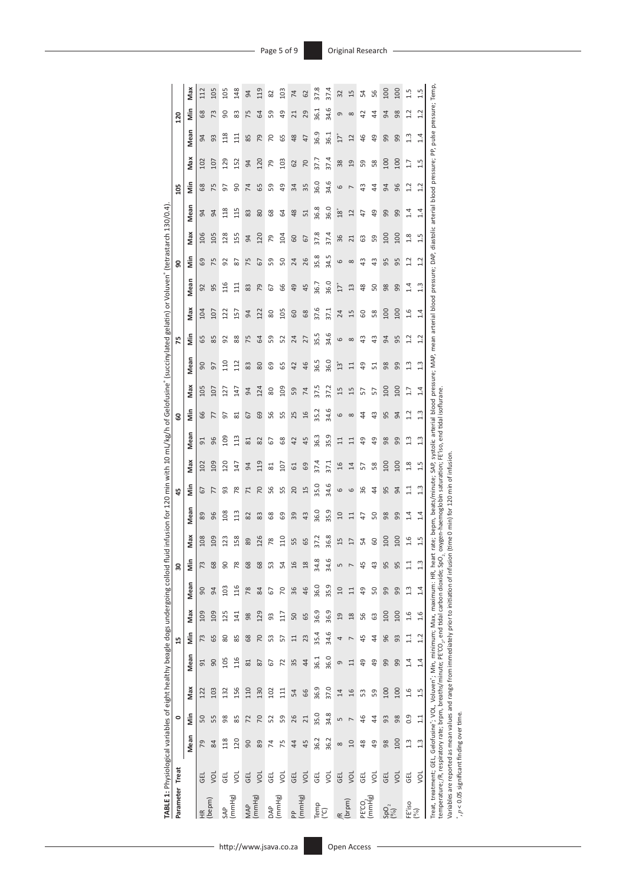**TABLE 1:** Physiological variables of eight healthy beagle dogs undergoing colloid fluid infusion for 120 min with 10 mL/kg/h of Gelofusine® (succinylated gelatin) or Voluven® (tetrastarch 130/0.4).

| Parameter | Treat | 0 | | | 15 | | | 30 | | | 45 | | | 60 | | | 75 | | | 90 | | | 105 | | | 120 | | |
|---|---|---|---|---|---|---|---|---|---|---|---|---|---|---|---|---|---|---|---|---|---|---|---|---|---|---|---|---|
| | | Mean | Min | Max | Mean | Min | Max | Mean | Min | Max | Mean | Min | Max | Mean | Min | Max | Mean | Min | Max | Mean | Min | Max | Mean | Min | Max | Mean | Min | Max |
| HR (bepm) | GEL | 79 | 50 | 122 | 91 | 73 | 109 | 90 | 73 | 108 | 89 | 67 | 102 | 91 | 66 | 105 | 90 | 65 | 104 | 92 | 69 | 106 | 94 | 68 | 102 | 94 | 68 | 112 |
| | VOL | 84 | 55 | 103 | 90 | 65 | 109 | 94 | 68 | 109 | 96 | 77 | 109 | 96 | 77 | 107 | 97 | 85 | 107 | 95 | 75 | 105 | 94 | 75 | 107 | 93 | 73 | 105 |
| SAP (mmHg) | GEL | 118 | 98 | 132 | 105 | 80 | 125 | 103 | 90 | 123 | 108 | 93 | 120 | 109 | 97 | 127 | 110 | 92 | 122 | 116 | 92 | 128 | 118 | 97 | 129 | 118 | 90 | 105 |
| | VOL | 120 | 85 | 156 | 116 | 85 | 141 | 116 | 78 | 158 | 113 | 78 | 147 | 113 | 81 | 147 | 112 | 88 | 157 | 111 | 87 | 155 | 115 | 90 | 152 | 111 | 83 | 148 |
| MAP (mmHg) | GEL | 90 | 72 | 110 | 81 | 68 | 98 | 78 | 68 | 89 | 82 | 71 | 94 | 81 | 67 | 94 | 83 | 75 | 94 | 83 | 75 | 94 | 83 | 74 | 94 | 85 | 75 | 94 |
| | VOL | 89 | 70 | 130 | 87 | 70 | 129 | 84 | 68 | 126 | 83 | 70 | 119 | 82 | 69 | 124 | 80 | 64 | 122 | 79 | 67 | 120 | 80 | 65 | 120 | 79 | 64 | 119 |
| DAP (mmHg) | GEL | 74 | 52 | 102 | 67 | 53 | 93 | 67 | 53 | 78 | 68 | 56 | 81 | 67 | 56 | 80 | 69 | 59 | 80 | 67 | 59 | 79 | 68 | 59 | 79 | 70 | 59 | 82 |
| | VOL | 75 | 59 | 111 | 72 | 57 | 117 | 70 | 54 | 110 | 69 | 55 | 107 | 68 | 55 | 109 | 65 | 52 | 105 | 66 | 50 | 104 | 64 | 49 | 103 | 65 | 49 | 103 |
| PP (mmHg) | GEL | 44 | 26 | 54 | 35 | 11 | 50 | 36 | 16 | 55 | 39 | 20 | 61 | 42 | 25 | 59 | 42 | 24 | 60 | 49 | 24 | 60 | 48 | 34 | 62 | 48 | 21 | 74 |
| | VOL | 45 | 21 | 66 | 44 | 23 | 65 | 46 | 18 | 65 | 43 | 15 | 69 | 45 | 16 | 74 | 46 | 27 | 68 | 45 | 26 | 67 | 51 | 35 | 70 | 47 | 29 | 62 |
| Temp (°C) | GEL | 36.2 | 35.0 | 36.9 | 36.1 | 35.4 | 36.9 | 36.0 | 34.8 | 37.2 | 36.0 | 35.0 | 37.4 | 36.3 | 35.2 | 37.5 | 36.5 | 35.5 | 37.6 | 36.7 | 35.8 | 37.8 | 36.8 | 36.0 | 37.7 | 36.9 | 36.1 | 37.8 |
| | VOL | 36.2 | 34.8 | 37.0 | 36.0 | 34.6 | 36.9 | 35.9 | 34.6 | 36.8 | 35.9 | 34.6 | 37.1 | 35.9 | 34.6 | 37.2 | 36.0 | 34.6 | 37.1 | 36.0 | 34.5 | 37.4 | 36.0 | 34.6 | 37.4 | 36.1 | 34.6 | 37.4 |
| $f_R$ (brpm) | GEL | 8 | 5 | 14 | 9 | 4 | 19 | 10 | 5 | 15 | 10 | 6 | 15 | 11 | 6 | 16 | 13* | 6 | 15 | 17* | 6 | 24 | 18* | 6 | 36 | 17* | 9 | 32 |
| | VOL | 10 | 7 | 16 | 11 | 7 | 18 | 11 | 7 | 17 | 11 | 6 | 14 | 11 | 8 | 15 | 11 | 8 | 15 | 13 | 8 | 21 | 12 | 7 | 19 | 12 | 8 | 15 |
| $P_E'CO_2$ (mmHg) | GEL | 48 | 46 | 53 | 49 | 45 | 56 | 49 | 45 | 54 | 47 | 36 | 57 | 49 | 44 | 57 | 49 | 43 | 60 | 48 | 43 | 63 | 47 | 43 | 59 | 46 | 42 | 54 |
| | VOL | 49 | 44 | 59 | 49 | 44 | 63 | 50 | 43 | 60 | 50 | 44 | 58 | 49 | 43 | 57 | 51 | 43 | 58 | 50 | 43 | 59 | 49 | 44 | 58 | 49 | 44 | 56 |
| $SpO_2$ (%) | GEL | 98 | 93 | 100 | 99 | 96 | 100 | 99 | 95 | 100 | 98 | 95 | 100 | 98 | 95 | 100 | 98 | 94 | 100 | 98 | 95 | 100 | 99 | 94 | 100 | 99 | 94 | 100 |
| | VOL | 100 | 98 | 100 | 99 | 93 | 100 | 99 | 95 | 100 | 99 | 94 | 100 | 99 | 94 | 100 | 99 | 95 | 100 | 99 | 95 | 100 | 99 | 96 | 100 | 99 | 98 | 100 |
| $FE'iso$ (%) | GEL | 1.3 | 0.9 | 1.6 | 1.4 | 1.1 | 1.6 | 1.3 | 1.1 | 1.6 | 1.4 | 1.1 | 1.8 | 1.3 | 1.2 | 1.7 | 1.3 | 1.2 | 1.6 | 1.4 | 1.2 | 1.8 | 1.4 | 1.2 | 1.7 | 1.3 | 1.2 | 1.5 |
| | VOL | 1.3 | 1.1 | 1.5 | 1.4 | 1.2 | 1.6 | 1.4 | 1.3 | 1.5 | 1.4 | 1.3 | 1.5 | 1.3 | 1.3 | 1.4 | 1.3 | 1.2 | 1.4 | 1.3 | 1.2 | 1.5 | 1.4 | 1.2 | 1.5 | 1.4 | 1.2 | 1.5 |

Treat, treatment; GEL, Gelofusine®; VOL, Voluven®; Min, minimum; Max, maximum: HR, heart rate; bepm, beats/minute; SAP, systolic arterial blood pressure; MAP, mean arterial blood pressure; DAP, diastolic arterial blood pressure; PP, pulse pressure; Temp, temperature; $f_R$, respiratory rate; brpm, breaths/minute; $P_E'CO_2$, end tidal carbon dioxide; $SpO_2$, oxygen-haemoglobin saturation; $FE'iso$, end tidal isoflurane.

Variables are reported as mean values and range from immediately prior to initiation of infusion (time 0 min) for 120 min of infusion.

*, $p < 0.05$ significant finding over time.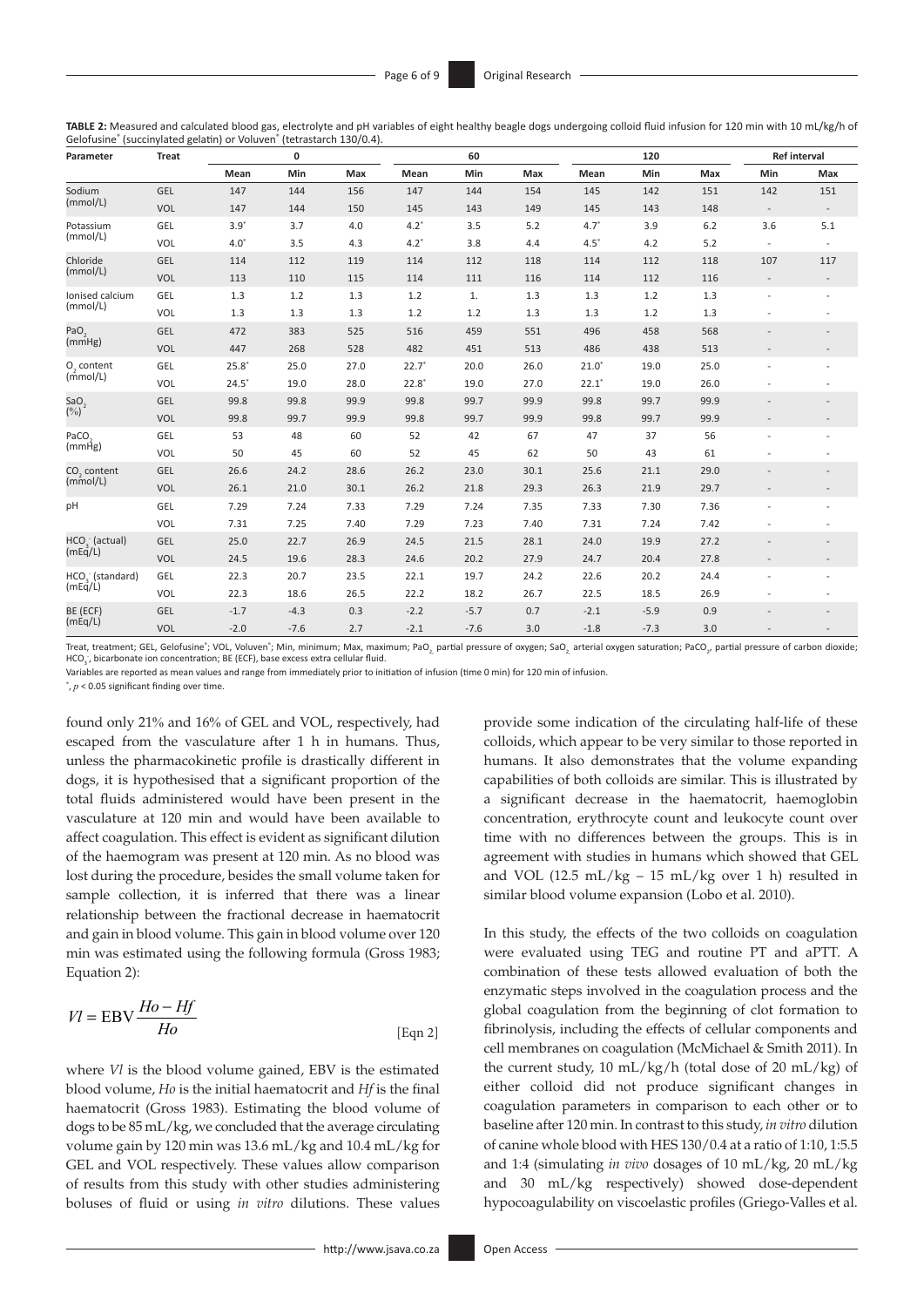**TABLE 2:** Measured and calculated blood gas, electrolyte and pH variables of eight healthy beagle dogs undergoing colloid fluid infusion for 120 min with 10 mL/kg/h of Gelofusine® (succinylated gelatin) or Voluven® (tetrastarch 130/0.4).

| Parameter | Treat | 0 | | | 60 | | | 120 | | | Ref interval | |
|---|---|---|---|---|---|---|---|---|---|---|---|---|
| | | Mean | Min | Max | Mean | Min | Max | Mean | Min | Max | Min | Max |
| Sodium (mmol/L) | GEL | 147 | 144 | 156 | 147 | 144 | 154 | 145 | 142 | 151 | 142 | 151 |
| | VOL | 147 | 144 | 150 | 145 | 143 | 149 | 145 | 143 | 148 | - | - |
| Potassium (mmol/L) | GEL | 3.9* | 3.7 | 4.0 | 4.2* | 3.5 | 5.2 | 4.7* | 3.9 | 6.2 | 3.6 | 5.1 |
| | VOL | 4.0* | 3.5 | 4.3 | 4.2* | 3.8 | 4.4 | 4.5* | 4.2 | 5.2 | - | - |
| Chloride (mmol/L) | GEL | 114 | 112 | 119 | 114 | 112 | 118 | 114 | 112 | 118 | 107 | 117 |
| | VOL | 113 | 110 | 115 | 114 | 111 | 116 | 114 | 112 | 116 | - | - |
| Ionised calcium (mmol/L) | GEL | 1.3 | 1.2 | 1.3 | 1.2 | 1. | 1.3 | 1.3 | 1.2 | 1.3 | - | - |
| | VOL | 1.3 | 1.3 | 1.3 | 1.2 | 1.2 | 1.3 | 1.3 | 1.2 | 1.3 | - | - |
| $PaO_2$ (mmHg) | GEL | 472 | 383 | 525 | 516 | 459 | 551 | 496 | 458 | 568 | - | - |
| | VOL | 447 | 268 | 528 | 482 | 451 | 513 | 486 | 438 | 513 | - | - |
| $O_2$ content (mmol/L) | GEL | 25.8* | 25.0 | 27.0 | 22.7* | 20.0 | 26.0 | 21.0* | 19.0 | 25.0 | - | - |
| | VOL | 24.5* | 19.0 | 28.0 | 22.8* | 19.0 | 27.0 | 22.1* | 19.0 | 26.0 | - | - |
| $SaO_2$ (%) | GEL | 99.8 | 99.8 | 99.9 | 99.8 | 99.7 | 99.9 | 99.8 | 99.7 | 99.9 | - | - |
| | VOL | 99.8 | 99.7 | 99.9 | 99.8 | 99.7 | 99.9 | 99.8 | 99.7 | 99.9 | - | - |
| $PaCO_2$ (mmHg) | GEL | 53 | 48 | 60 | 52 | 42 | 67 | 47 | 37 | 56 | - | - |
| | VOL | 50 | 45 | 60 | 52 | 45 | 62 | 50 | 43 | 61 | - | - |
| $CO_2$ content (mmol/L) | GEL | 26.6 | 24.2 | 28.6 | 26.2 | 23.0 | 30.1 | 25.6 | 21.1 | 29.0 | - | - |
| | VOL | 26.1 | 21.0 | 30.1 | 26.2 | 21.8 | 29.3 | 26.3 | 21.9 | 29.7 | - | - |
| pH | GEL | 7.29 | 7.24 | 7.33 | 7.29 | 7.24 | 7.35 | 7.33 | 7.30 | 7.36 | - | - |
| | VOL | 7.31 | 7.25 | 7.40 | 7.29 | 7.23 | 7.40 | 7.31 | 7.24 | 7.42 | - | - |
| $HCO_3^-$ (actual) (mEq/L) | GEL | 25.0 | 22.7 | 26.9 | 24.5 | 21.5 | 28.1 | 24.0 | 19.9 | 27.2 | - | - |
| | VOL | 24.5 | 19.6 | 28.3 | 24.6 | 20.2 | 27.9 | 24.7 | 20.4 | 27.8 | - | - |
| $HCO_3^-$ (standard) (mEq/L) | GEL | 22.3 | 20.7 | 23.5 | 22.1 | 19.7 | 24.2 | 22.6 | 20.2 | 24.4 | - | - |
| | VOL | 22.3 | 18.6 | 26.5 | 22.2 | 18.2 | 26.7 | 22.5 | 18.5 | 26.9 | - | - |
| BE (ECF) (mEq/L) | GEL | -1.7 | -4.3 | 0.3 | -2.2 | -5.7 | 0.7 | -2.1 | -5.9 | 0.9 | - | - |
| | VOL | -2.0 | -7.6 | 2.7 | -2.1 | -7.6 | 3.0 | -1.8 | -7.3 | 3.0 | - | - |

Treat, treatment; GEL, Gelofusine®; VOL, Voluven®; Min, minimum; Max, maximum; $PaO_2$, partial pressure of oxygen; $SaO_2$, arterial oxygen saturation; $PaCO_2$, partial pressure of carbon dioxide; $HCO_3^-$, bicarbonate ion concentration; BE (ECF), base excess extra cellular fluid.

Variables are reported as mean values and range from immediately prior to initiation of infusion (time 0 min) for 120 min of infusion.

*, $p < 0.05$ significant finding over time.

found only 21% and 16% of GEL and VOL, respectively, had escaped from the vasculature after 1 h in humans. Thus, unless the pharmacokinetic profile is drastically different in dogs, it is hypothesised that a significant proportion of the total fluids administered would have been present in the vasculature at 120 min and would have been available to affect coagulation. This effect is evident as significant dilution of the haemogram was present at 120 min. As no blood was lost during the procedure, besides the small volume taken for sample collection, it is inferred that there was a linear relationship between the fractional decrease in haematocrit and gain in blood volume. This gain in blood volume over 120 min was estimated using the following formula (Gross 1983; Equation 2):

$$Vl = \text{EBV}\frac{Ho - Hf}{Ho} \quad \text{[Eqn 2]}$$

where *Vl* is the blood volume gained, EBV is the estimated blood volume, *Ho* is the initial haematocrit and *Hf* is the final haematocrit (Gross 1983). Estimating the blood volume of dogs to be 85 mL/kg, we concluded that the average circulating volume gain by 120 min was 13.6 mL/kg and 10.4 mL/kg for GEL and VOL respectively. These values allow comparison of results from this study with other studies administering boluses of fluid or using *in vitro* dilutions. These values provide some indication of the circulating half-life of these colloids, which appear to be very similar to those reported in humans. It also demonstrates that the volume expanding capabilities of both colloids are similar. This is illustrated by a significant decrease in the haematocrit, haemoglobin concentration, erythrocyte count and leukocyte count over time with no differences between the groups. This is in agreement with studies in humans which showed that GEL and VOL (12.5 mL/kg – 15 mL/kg over 1 h) resulted in similar blood volume expansion (Lobo et al. 2010).

In this study, the effects of the two colloids on coagulation were evaluated using TEG and routine PT and aPTT. A combination of these tests allowed evaluation of both the enzymatic steps involved in the coagulation process and the global coagulation from the beginning of clot formation to fibrinolysis, including the effects of cellular components and cell membranes on coagulation (McMichael & Smith 2011). In the current study, 10 mL/kg/h (total dose of 20 mL/kg) of either colloid did not produce significant changes in coagulation parameters in comparison to each other or to baseline after 120 min. In contrast to this study, *in vitro* dilution of canine whole blood with HES 130/0.4 at a ratio of 1:10, 1:5.5 and 1:4 (simulating *in vivo* dosages of 10 mL/kg, 20 mL/kg and 30 mL/kg respectively) showed dose-dependent hypocoagulability on viscoelastic profiles (Griego-Valles et al.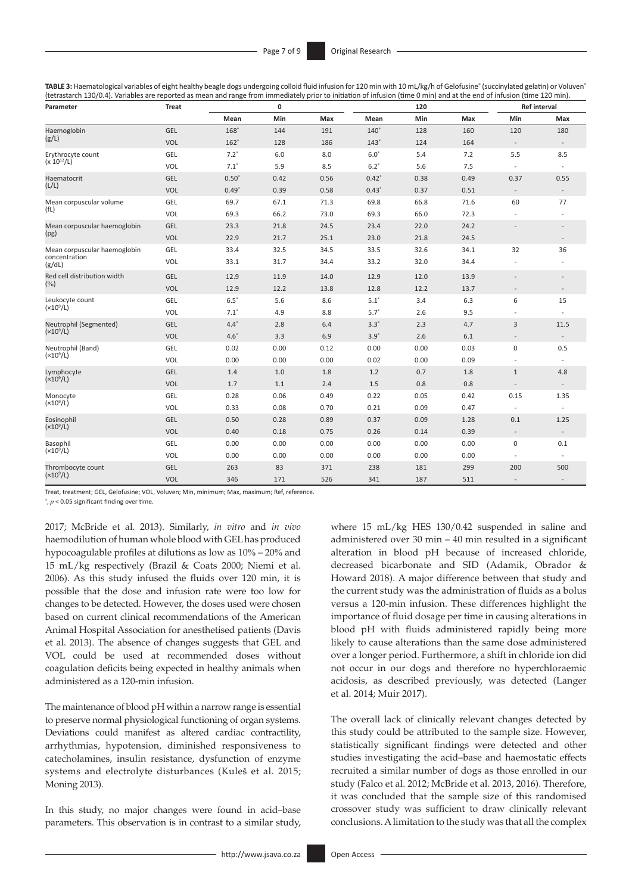**TABLE 3:** Haematological variables of eight healthy beagle dogs undergoing colloid fluid infusion for 120 min with 10 mL/kg/h of Gelofusine® (succinylated gelatin) or Voluven® (tetrastarch 130/0.4). Variables are reported as mean and range from immediately prior to initiation of infusion (time 0 min) and at the end of infusion (time 120 min).

| Parameter | Treat | 0 | | | 120 | | | Ref interval | |
|---|---|---|---|---|---|---|---|---|---|
| | | Mean | Min | Max | Mean | Min | Max | Min | Max |
| Haemoglobin (g/L) | GEL | 168* | 144 | 191 | 140* | 128 | 160 | 120 | 180 |
| | VOL | 162* | 128 | 186 | 143* | 124 | 164 | - | - |
| Erythrocyte count ($\times 10^{12}$/L) | GEL | 7.2* | 6.0 | 8.0 | 6.0* | 5.4 | 7.2 | 5.5 | 8.5 |
| | VOL | 7.1* | 5.9 | 8.5 | 6.2* | 5.6 | 7.5 | - | - |
| Haematocrit (L/L) | GEL | 0.50* | 0.42 | 0.56 | 0.42* | 0.38 | 0.49 | 0.37 | 0.55 |
| | VOL | 0.49* | 0.39 | 0.58 | 0.43* | 0.37 | 0.51 | - | - |
| Mean corpuscular volume (fL) | GEL | 69.7 | 67.1 | 71.3 | 69.8 | 66.8 | 71.6 | 60 | 77 |
| | VOL | 69.3 | 66.2 | 73.0 | 69.3 | 66.0 | 72.3 | - | - |
| Mean corpuscular haemoglobin (pg) | GEL | 23.3 | 21.8 | 24.5 | 23.4 | 22.0 | 24.2 | - | - |
| | VOL | 22.9 | 21.7 | 25.1 | 23.0 | 21.8 | 24.5 | | - |
| Mean corpuscular haemoglobin concentration (g/dL) | GEL | 33.4 | 32.5 | 34.5 | 33.5 | 32.6 | 34.1 | 32 | 36 |
| | VOL | 33.1 | 31.7 | 34.4 | 33.2 | 32.0 | 34.4 | - | - |
| Red cell distribution width (%) | GEL | 12.9 | 11.9 | 14.0 | 12.9 | 12.0 | 13.9 | - | - |
| | VOL | 12.9 | 12.2 | 13.8 | 12.8 | 12.2 | 13.7 | - | - |
| Leukocyte count ($\times 10^9$/L) | GEL | 6.5* | 5.6 | 8.6 | 5.1* | 3.4 | 6.3 | 6 | 15 |
| | VOL | 7.1* | 4.9 | 8.8 | 5.7* | 2.6 | 9.5 | - | - |
| Neutrophil (Segmented) ($\times 10^9$/L) | GEL | 4.4* | 2.8 | 6.4 | 3.3* | 2.3 | 4.7 | 3 | 11.5 |
| | VOL | 4.6* | 3.3 | 6.9 | 3.9* | 2.6 | 6.1 | - | - |
| Neutrophil (Band) ($\times 10^9$/L) | GEL | 0.02 | 0.00 | 0.12 | 0.00 | 0.00 | 0.03 | 0 | 0.5 |
| | VOL | 0.00 | 0.00 | 0.00 | 0.02 | 0.00 | 0.09 | - | - |
| Lymphocyte ($\times 10^9$/L) | GEL | 1.4 | 1.0 | 1.8 | 1.2 | 0.7 | 1.8 | 1 | 4.8 |
| | VOL | 1.7 | 1.1 | 2.4 | 1.5 | 0.8 | 0.8 | - | - |
| Monocyte ($\times 10^9$/L) | GEL | 0.28 | 0.06 | 0.49 | 0.22 | 0.05 | 0.42 | 0.15 | 1.35 |
| | VOL | 0.33 | 0.08 | 0.70 | 0.21 | 0.09 | 0.47 | - | - |
| Eosinophil ($\times 10^9$/L) | GEL | 0.50 | 0.28 | 0.89 | 0.37 | 0.09 | 1.28 | 0.1 | 1.25 |
| | VOL | 0.40 | 0.18 | 0.75 | 0.26 | 0.14 | 0.39 | - | - |
| Basophil ($\times 10^9$/L) | GEL | 0.00 | 0.00 | 0.00 | 0.00 | 0.00 | 0.00 | 0 | 0.1 |
| | VOL | 0.00 | 0.00 | 0.00 | 0.00 | 0.00 | 0.00 | - | - |
| Thrombocyte count ($\times 10^9$/L) | GEL | 263 | 83 | 371 | 238 | 181 | 299 | 200 | 500 |
| | VOL | 346 | 171 | 526 | 341 | 187 | 511 | - | - |

Treat, treatment; GEL, Gelofusine; VOL, Voluven; Min, minimum; Max, maximum; Ref, reference.

*, $p < 0.05$ significant finding over time.

2017; McBride et al. 2013). Similarly, *in vitro* and *in vivo* haemodilution of human whole blood with GEL has produced hypocoagulable profiles at dilutions as low as 10% – 20% and 15 mL/kg respectively (Brazil & Coats 2000; Niemi et al. 2006). As this study infused the fluids over 120 min, it is possible that the dose and infusion rate were too low for changes to be detected. However, the doses used were chosen based on current clinical recommendations of the American Animal Hospital Association for anesthetised patients (Davis et al. 2013). The absence of changes suggests that GEL and VOL could be used at recommended doses without coagulation deficits being expected in healthy animals when administered as a 120-min infusion.

The maintenance of blood pH within a narrow range is essential to preserve normal physiological functioning of organ systems. Deviations could manifest as altered cardiac contractility, arrhythmias, hypotension, diminished responsiveness to catecholamines, insulin resistance, dysfunction of enzyme systems and electrolyte disturbances (Kuleš et al. 2015; Moning 2013).

In this study, no major changes were found in acid–base parameters. This observation is in contrast to a similar study, where 15 mL/kg HES 130/0.42 suspended in saline and administered over 30 min – 40 min resulted in a significant alteration in blood pH because of increased chloride, decreased bicarbonate and SID (Adamik, Obrador & Howard 2018). A major difference between that study and the current study was the administration of fluids as a bolus versus a 120-min infusion. These differences highlight the importance of fluid dosage per time in causing alterations in blood pH with fluids administered rapidly being more likely to cause alterations than the same dose administered over a longer period. Furthermore, a shift in chloride ion did not occur in our dogs and therefore no hyperchloraemic acidosis, as described previously, was detected (Langer et al. 2014; Muir 2017).

The overall lack of clinically relevant changes detected by this study could be attributed to the sample size. However, statistically significant findings were detected and other studies investigating the acid–base and haemostatic effects recruited a similar number of dogs as those enrolled in our study (Falco et al. 2012; McBride et al. 2013, 2016). Therefore, it was concluded that the sample size of this randomised crossover study was sufficient to draw clinically relevant conclusions. A limitation to the study was that all the complex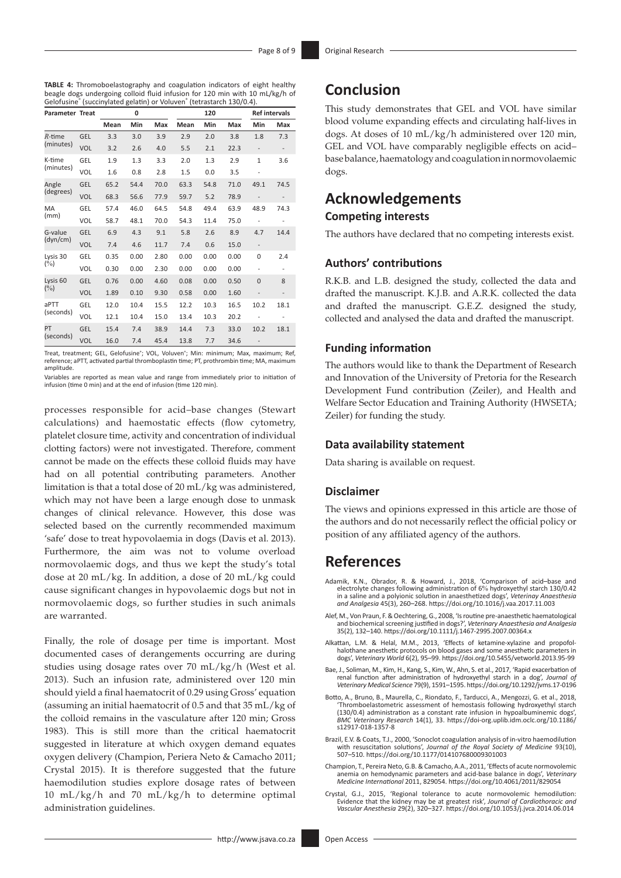**TABLE 4:** Thromoboelastography and coagulation indicators of eight healthy beagle dogs undergoing colloid fluid infusion for 120 min with 10 mL/kg/h of Gelofusine® (succinylated gelatin) or Voluven® (tetrastarch 130/0.4).

| Parameter | Treat | 0 | | | 120 | | | Ref intervals | |
|---|---|---|---|---|---|---|---|---|---|
| | | Mean | Min | Max | Mean | Min | Max | Min | Max |
| *R*-time (minutes) | GEL | 3.3 | 3.0 | 3.9 | 2.9 | 2.0 | 3.8 | 1.8 | 7.3 |
| | VOL | 3.2 | 2.6 | 4.0 | 5.5 | 2.1 | 22.3 | - | - |
| K-time (minutes) | GEL | 1.9 | 1.3 | 3.3 | 2.0 | 1.3 | 2.9 | 1 | 3.6 |
| | VOL | 1.6 | 0.8 | 2.8 | 1.5 | 0.0 | 3.5 | - | |
| Angle (degrees) | GEL | 65.2 | 54.4 | 70.0 | 63.3 | 54.8 | 71.0 | 49.1 | 74.5 |
| | VOL | 68.3 | 56.6 | 77.9 | 59.7 | 5.2 | 78.9 | - | - |
| MA (mm) | GEL | 57.4 | 46.0 | 64.5 | 54.8 | 49.4 | 63.9 | 48.9 | 74.3 |
| | VOL | 58.7 | 48.1 | 70.0 | 54.3 | 11.4 | 75.0 | - | - |
| G-value (dyn/cm) | GEL | 6.9 | 4.3 | 9.1 | 5.8 | 2.6 | 8.9 | 4.7 | 14.4 |
| | VOL | 7.4 | 4.6 | 11.7 | 7.4 | 0.6 | 15.0 | - | |
| Lysis 30 (%) | GEL | 0.35 | 0.00 | 2.80 | 0.00 | 0.00 | 0.00 | 0 | 2.4 |
| | VOL | 0.30 | 0.00 | 2.30 | 0.00 | 0.00 | 0.00 | - | - |
| Lysis 60 (%) | GEL | 0.76 | 0.00 | 4.60 | 0.08 | 0.00 | 0.50 | 0 | 8 |
| | VOL | 1.89 | 0.10 | 9.30 | 0.58 | 0.00 | 1.60 | - | - |
| aPTT (seconds) | GEL | 12.0 | 10.4 | 15.5 | 12.2 | 10.3 | 16.5 | 10.2 | 18.1 |
| | VOL | 12.1 | 10.4 | 15.0 | 13.4 | 10.3 | 20.2 | - | - |
| PT (seconds) | GEL | 15.4 | 7.4 | 38.9 | 14.4 | 7.3 | 33.0 | 10.2 | 18.1 |
| | VOL | 16.0 | 7.4 | 45.4 | 13.8 | 7.7 | 34.6 | - | |

Treat, treatment; GEL, Gelofusine®; VOL, Voluven®; Min: minimum; Max, maximum; Ref, reference; aPTT, activated partial thromboplastin time; PT, prothrombin time; MA, maximum amplitude.

Variables are reported as mean value and range from immediately prior to initiation of infusion (time 0 min) and at the end of infusion (time 120 min).

processes responsible for acid–base changes (Stewart calculations) and haemostatic effects (flow cytometry, platelet closure time, activity and concentration of individual clotting factors) were not investigated. Therefore, comment cannot be made on the effects these colloid fluids may have had on all potential contributing parameters. Another limitation is that a total dose of 20 mL/kg was administered, which may not have been a large enough dose to unmask changes of clinical relevance. However, this dose was selected based on the currently recommended maximum 'safe' dose to treat hypovolaemia in dogs (Davis et al. 2013). Furthermore, the aim was not to volume overload normovolaemic dogs, and thus we kept the study's total dose at 20 mL/kg. In addition, a dose of 20 mL/kg could cause significant changes in hypovolaemic dogs but not in normovolaemic dogs, so further studies in such animals are warranted.

Finally, the role of dosage per time is important. Most documented cases of derangements occurring are during studies using dosage rates over 70 mL/kg/h (West et al. 2013). Such an infusion rate, administered over 120 min should yield a final haematocrit of 0.29 using Gross' equation (assuming an initial haematocrit of 0.5 and that 35 mL/kg of the colloid remains in the vasculature after 120 min; Gross 1983). This is still more than the critical haematocrit suggested in literature at which oxygen demand equates oxygen delivery (Champion, Periera Neto & Camacho 2011; Crystal 2015). It is therefore suggested that the future haemodilution studies explore dosage rates of between 10 mL/kg/h and 70 mL/kg/h to determine optimal administration guidelines.

# Conclusion

This study demonstrates that GEL and VOL have similar blood volume expanding effects and circulating half-lives in dogs. At doses of 10 mL/kg/h administered over 120 min, GEL and VOL have comparably negligible effects on acid–base balance, haematology and coagulation in normovolaemic dogs.

# Acknowledgements

## Competing interests

The authors have declared that no competing interests exist.

## Authors' contributions

R.K.B. and L.B. designed the study, collected the data and drafted the manuscript. K.J.B. and A.R.K. collected the data and drafted the manuscript. G.E.Z. designed the study, collected and analysed the data and drafted the manuscript.

## Funding information

The authors would like to thank the Department of Research and Innovation of the University of Pretoria for the Research Development Fund contribution (Zeiler), and Health and Welfare Sector Education and Training Authority (HWSETA; Zeiler) for funding the study.

## Data availability statement

Data sharing is available on request.

## Disclaimer

The views and opinions expressed in this article are those of the authors and do not necessarily reflect the official policy or position of any affiliated agency of the authors.

# References

Adamik, K.N., Obrador, R. & Howard, J., 2018, 'Comparison of acid–base and electrolyte changes following administration of 6% hydroxyethyl starch 130/0.42 in a saline and a polyionic solution in anaesthetized dogs', *Veterinay Anaesthesia and Analgesia* 45(3), 260–268. https://doi.org/10.1016/j.vaa.2017.11.003

Alef, M., Von Praun, F. & Oechtering, G., 2008, 'Is routine pre-anaesthetic haematological and biochemical screening justified in dogs?', *Veterinary Anaesthesia and Analgesia* 35(2), 132–140. https://doi.org/10.1111/j.1467-2995.2007.00364.x

Alkattan, L.M. & Helal, M.M., 2013, 'Effects of ketamine-xylazine and propofol-halothane anesthetic protocols on blood gases and some anesthetic parameters in dogs', *Veterinary World* 6(2), 95–99. https://doi.org/10.5455/vetworld.2013.95-99

Bae, J., Soliman, M., Kim, H., Kang, S., Kim, W., Ahn, S. et al., 2017, 'Rapid exacerbation of renal function after administration of hydroxyethyl starch in a dog', *Journal of Veterinary Medical Science* 79(9), 1591–1595. https://doi.org/10.1292/jvms.17-0196

Botto, A., Bruno, B., Maurella, C., Riondato, F., Tarducci, A., Mengozzi, G. et al., 2018, 'Thromboelastometric assessment of hemostasis following hydroxyethyl starch (130/0.4) administration as a constant rate infusion in hypoalbuminemic dogs', *BMC Veterinary Research* 14(1), 33. https://doi-org.uplib.idm.oclc.org/10.1186/s12917-018-1357-8

Brazil, E.V. & Coats, T.J., 2000, 'Sonoclot coagulation analysis of in-vitro haemodilution with resuscitation solutions', *Journal of the Royal Society of Medicine* 93(10), 507–510. https://doi.org/10.1177/014107680009301003

Champion, T., Pereira Neto, G.B. & Camacho, A.A., 2011, 'Effects of acute normovolemic anemia on hemodynamic parameters and acid-base balance in dogs', *Veterinary Medicine International* 2011, 829054. https://doi.org/10.4061/2011/829054

Crystal, G.J., 2015, 'Regional tolerance to acute normovolemic hemodilution: Evidence that the kidney may be at greatest risk', *Journal of Cardiothoracic and Vascular Anesthesia* 29(2), 320–327. https://doi.org/10.1053/j.jvca.2014.06.014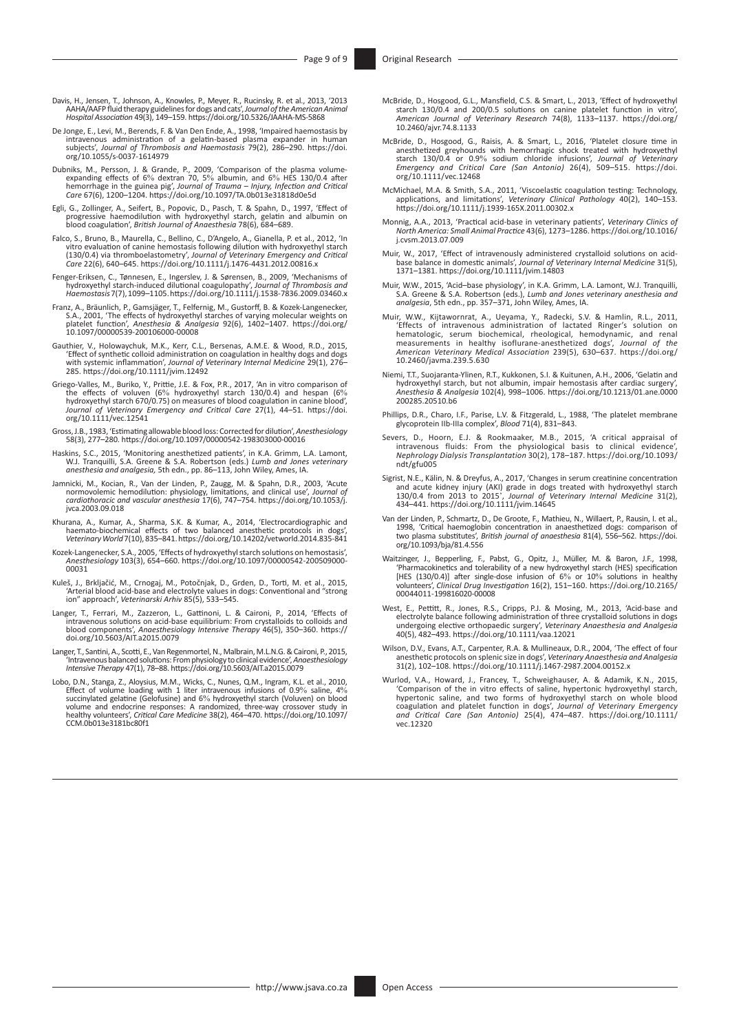Davis, H., Jensen, T., Johnson, A., Knowles, P., Meyer, R., Rucinsky, R. et al., 2013, '2013 AAHA/AAFP fluid therapy guidelines for dogs and cats', *Journal of the American Animal Hospital Association* 49(3), 149–159. https://doi.org/10.5326/JAAHA-MS-5868

De Jonge, E., Levi, M., Berends, F. & Van Den Ende, A., 1998, 'Impaired haemostasis by intravenous administration of a gelatin-based plasma expander in human subjects', *Journal of Thrombosis and Haemostasis* 79(2), 286–290. https://doi.org/10.1055/s-0037-1614979

Dubniks, M., Persson, J. & Grande, P., 2009, 'Comparison of the plasma volume-expanding effects of 6% dextran 70, 5% albumin, and 6% HES 130/0.4 after hemorrhage in the guinea pig', *Journal of Trauma – Injury, Infection and Critical Care* 67(6), 1200–1204. https://doi.org/10.1097/TA.0b013e31818d0e5d

Egli, G., Zollinger, A., Seifert, B., Popovic, D., Pasch, T. & Spahn, D., 1997, 'Effect of progressive haemodilution with hydroxyethyl starch, gelatin and albumin on blood coagulation', *British Journal of Anaesthesia* 78(6), 684–689.

Falco, S., Bruno, B., Maurella, C., Bellino, C., D'Angelo, A., Gianella, P. et al., 2012, 'In vitro evaluation of canine hemostasis following dilution with hydroxyethyl starch (130/0.4) via thromboelastometry', *Journal of Veterinary Emergency and Critical Care* 22(6), 640–645. https://doi.org/10.1111/j.1476-4431.2012.00816.x

Fenger-Eriksen, C., Tønnesen, E., Ingerslev, J. & Sørensen, B., 2009, 'Mechanisms of hydroxyethyl starch-induced dilutional coagulopathy', *Journal of Thrombosis and Haemostasis* 7(7), 1099–1105. https://doi.org/10.1111/j.1538-7836.2009.03460.x

Franz, A., Bräunlich, P., Gamsjäger, T., Felfernig, M., Gustorff, B. & Kozek-Langenecker, S.A., 2001, 'The effects of hydroxyethyl starches of varying molecular weights on platelet function', *Anesthesia & Analgesia* 92(6), 1402–1407. https://doi.org/10.1097/00000539-200106000-00008

Gauthier, V., Holowaychuk, M.K., Kerr, C.L., Bersenas, A.M.E. & Wood, R.D., 2015, 'Effect of synthetic colloid administration on coagulation in healthy dogs and dogs with systemic inflammation', *Journal of Veterinary Internal Medicine* 29(1), 276–285. https://doi.org/10.1111/jvim.12492

Griego-Valles, M., Buriko, Y., Prittie, J.E. & Fox, P.R., 2017, 'An in vitro comparison of the effects of voluven (6% hydroxyethyl starch 130/0.4) and hespan (6% hydroxyethyl starch 670/0.75) on measures of blood coagulation in canine blood', *Journal of Veterinary Emergency and Critical Care* 27(1), 44–51. https://doi.org/10.1111/vec.12541

Gross, J.B., 1983, 'Estimating allowable blood loss: Corrected for dilution', *Anesthesiology* 58(3), 277–280. https://doi.org/10.1097/00000542-198303000-00016

Haskins, S.C., 2015, 'Monitoring anesthetized patients', in K.A. Grimm, L.A. Lamont, W.J. Tranquilli, S.A. Greene & S.A. Robertson (eds.) *Lumb and Jones veterinary anesthesia and analgesia,* 5th edn., pp. 86–113, John Wiley, Ames, IA.

Jamnicki, M., Kocian, R., Van der Linden, P., Zaugg, M. & Spahn, D.R., 2003, 'Acute normovolemic hemodilution: physiology, limitations, and clinical use', *Journal of cardiothoracic and vascular anesthesia* 17(6), 747–754. https://doi.org/10.1053/j.jvca.2003.09.018

Khurana, A., Kumar, A., Sharma, S.K. & Kumar, A., 2014, 'Electrocardiographic and haemato-biochemical effects of two balanced anesthetic protocols in dogs', *Veterinary World* 7(10), 835–841. https://doi.org/10.14202/vetworld.2014.835-841

Kozek-Langenecker, S.A., 2005, 'Effects of hydroxyethyl starch solutions on hemostasis', *Anesthesiology* 103(3), 654–660. https://doi.org/10.1097/00000542-200509000-00031

Kuleš, J., Brkljačić, M., Crnogaj, M., Potočnjak, D., Grden, D., Torti, M. et al., 2015, 'Arterial blood acid-base and electrolyte values in dogs: Conventional and "strong ion" approach', *Veterinarski Arhiv* 85(5), 533–545.

Langer, T., Ferrari, M., Zazzeron, L., Gattinoni, L. & Caironi, P., 2014, 'Effects of intravenous solutions on acid-base equilibrium: From crystalloids to colloids and blood components', *Anaesthesiology Intensive Therapy* 46(5), 350–360. https://doi.org/10.5603/AIT.a2015.0079

Langer, T., Santini, A., Scotti, E., Van Regenmortel, N., Malbrain, M.L.N.G. & Caironi, P., 2015, 'Intravenous balanced solutions: From physiology to clinical evidence', *Anaesthesiology Intensive Therapy* 47(1), 78–88. https://doi.org/10.5603/AIT.a2015.0079

Lobo, D.N., Stanga, Z., Aloysius, M.M., Wicks, C., Nunes, Q.M., Ingram, K.L. et al., 2010, Effect of volume loading with 1 liter intravenous infusions of 0.9% saline, 4% succinylated gelatine (Gelofusine) and 6% hydroxyethyl starch (Voluven) on blood volume and endocrine responses: A randomized, three-way crossover study in healthy volunteers', *Critical Care Medicine* 38(2), 464–470. https://doi.org/10.1097/CCM.0b013e3181bc80f1

McBride, D., Hosgood, G.L., Mansfield, C.S. & Smart, L., 2013, 'Effect of hydroxyethyl starch 130/0.4 and 200/0.5 solutions on canine platelet function in vitro', *American Journal of Veterinary Research* 74(8), 1133–1137. https://doi.org/10.2460/ajvr.74.8.1133

McBride, D., Hosgood, G., Raisis, A. & Smart, L., 2016, 'Platelet closure time in anesthetized greyhounds with hemorrhagic shock treated with hydroxyethyl starch 130/0.4 or 0.9% sodium chloride infusions', *Journal of Veterinary Emergency and Critical Care (San Antonio)* 26(4), 509–515. https://doi.org/10.1111/vec.12468

McMichael, M.A. & Smith, S.A., 2011, 'Viscoelastic coagulation testing: Technology, applications, and limitations', *Veterinary Clinical Pathology* 40(2), 140–153. https://doi.org/10.1111/j.1939-165X.2011.00302.x

Monnig, A.A., 2013, 'Practical acid-base in veterinary patients', *Veterinary Clinics of North America: Small Animal Practice* 43(6), 1273–1286. https://doi.org/10.1016/j.cvsm.2013.07.009

Muir, W., 2017, 'Effect of intravenously administered crystalloid solutions on acid-base balance in domestic animals', *Journal of Veterinary Internal Medicine* 31(5), 1371–1381. https://doi.org/10.1111/jvim.14803

Muir, W.W., 2015, 'Acid–base physiology', in K.A. Grimm, L.A. Lamont, W.J. Tranquilli, S.A. Greene & S.A. Robertson (eds.), *Lumb and Jones veterinary anesthesia and analgesia*, 5th edn., pp. 357–371, John Wiley, Ames, IA.

Muir, W.W., Kijtawornrat, A., Ueyama, Y., Radecki, S.V. & Hamlin, R.L., 2011, 'Effects of intravenous administration of lactated Ringer's solution on hematologic, serum biochemical, rheological, hemodynamic, and renal measurements in healthy isoflurane-anesthetized dogs', *Journal of the American Veterinary Medical Association* 239(5), 630–637. https://doi.org/10.2460/javma.239.5.630

Niemi, T.T., Suojaranta-Ylinen, R.T., Kukkonen, S.I. & Kuitunen, A.H., 2006, 'Gelatin and hydroxyethyl starch, but not albumin, impair hemostasis after cardiac surgery', *Anesthesia & Analgesia* 102(4), 998–1006. https://doi.org/10.1213/01.ane.0000200285.20510.b6

Phillips, D.R., Charo, I.F., Parise, L.V. & Fitzgerald, L., 1988, 'The platelet membrane glycoprotein IIb-IIIa complex', *Blood* 71(4), 831–843.

Severs, D., Hoorn, E.J. & Rookmaaker, M.B., 2015, 'A critical appraisal of intravenous fluids: From the physiological basis to clinical evidence', *Nephrology Dialysis Transplantation* 30(2), 178–187. https://doi.org/10.1093/ndt/gfu005

Sigrist, N.E., Kälin, N. & Dreyfus, A., 2017, 'Changes in serum creatinine concentration and acute kidney injury (AKI) grade in dogs treated with hydroxyethyl starch 130/0.4 from 2013 to 2015', *Journal of Veterinary Internal Medicine* 31(2), 434–441. https://doi.org/10.1111/jvim.14645

Van der Linden, P., Schmartz, D., De Groote, F., Mathieu, N., Willaert, P., Rausin, I. et al., 1998, 'Critical haemoglobin concentration in anaesthetized dogs: comparison of two plasma substitutes', *British journal of anaesthesia* 81(4), 556–562. https://doi.org/10.1093/bja/81.4.556

Waitzinger, J., Bepperling, F., Pabst, G., Opitz, J., Müller, M. & Baron, J.F., 1998, 'Pharmacokinetics and tolerability of a new hydroxyethyl starch (HES) specification [HES (130/0.4)] after single-dose infusion of 6% or 10% solutions in healthy volunteers', *Clinical Drug Investigation* 16(2), 151–160. https://doi.org/10.2165/00044011-199816020-00008

West, E., Pettitt, R., Jones, R.S., Cripps, P.J. & Mosing, M., 2013, 'Acid-base and electrolyte balance following administration of three crystalloid solutions in dogs undergoing elective orthopaedic surgery', *Veterinary Anaesthesia and Analgesia* 40(5), 482–493. https://doi.org/10.1111/vaa.12021

Wilson, D.V., Evans, A.T., Carpenter, R.A. & Mullineaux, D.R., 2004, 'The effect of four anesthetic protocols on splenic size in dogs', *Veterinary Anaesthesia and Analgesia* 31(2), 102–108. https://doi.org/10.1111/j.1467-2987.2004.00152.x

Wurlod, V.A., Howard, J., Francey, T., Schweighauser, A. & Adamik, K.N., 2015, 'Comparison of the in vitro effects of saline, hypertonic hydroxyethyl starch, hypertonic saline, and two forms of hydroxyethyl starch on whole blood coagulation and platelet function in dogs', *Journal of Veterinary Emergency and Critical Care (San Antonio)* 25(4), 474–487. https://doi.org/10.1111/vec.12320